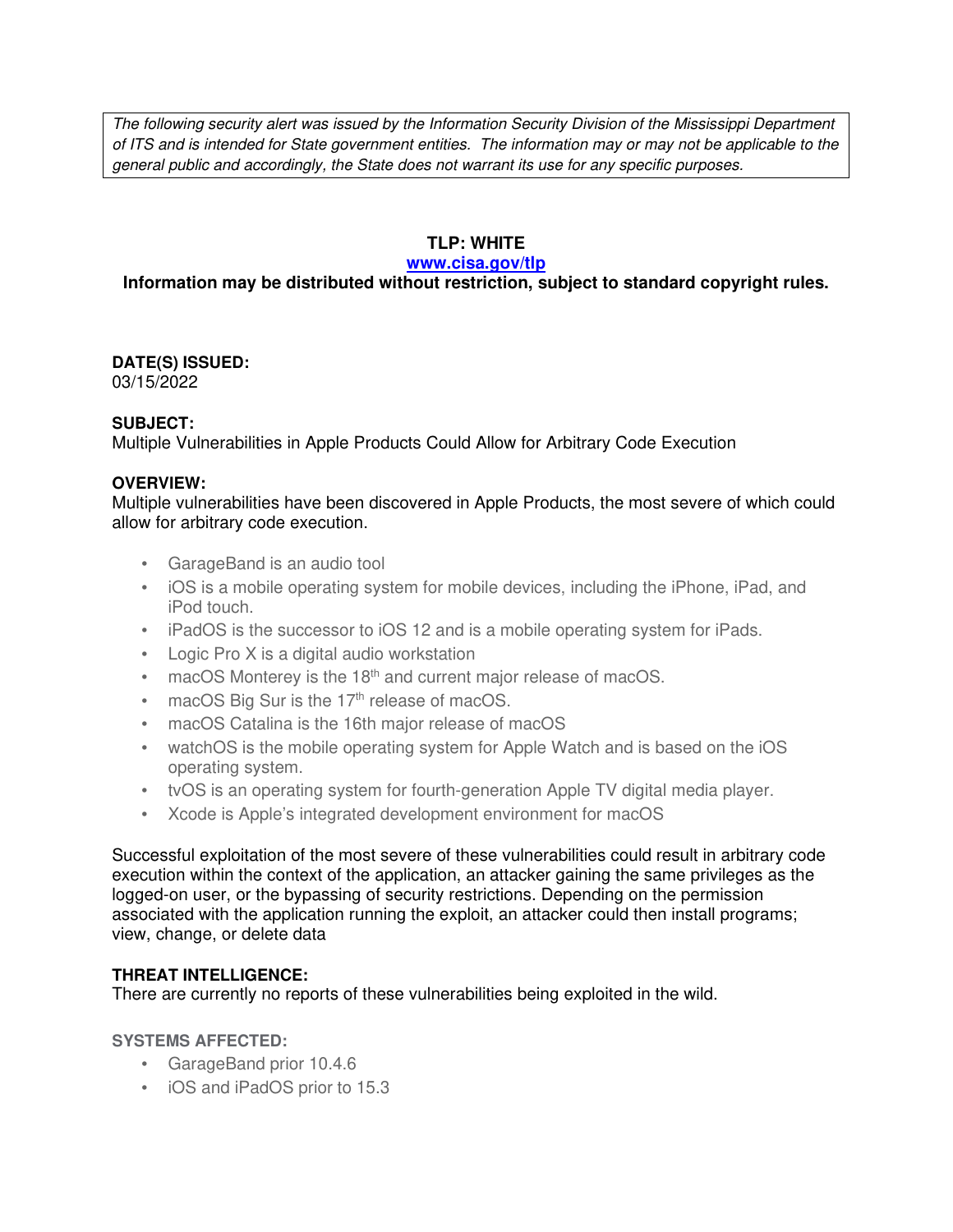*The following security alert was issued by the Information Security Division of the Mississippi Department of ITS and is intended for State government entities. The information may or may not be applicable to the general public and accordingly, the State does not warrant its use for any specific purposes.*

**TLP: WHITE**

**[www.cisa.gov/tlp](http://www.cisa.gov/tlp)**

**Information may be distributed without restriction, subject to standard copyright rules.**

**DATE(S) ISSUED:**
03/15/2022

**SUBJECT:**
Multiple Vulnerabilities in Apple Products Could Allow for Arbitrary Code Execution

**OVERVIEW:**
Multiple vulnerabilities have been discovered in Apple Products, the most severe of which could allow for arbitrary code execution.

- GarageBand is an audio tool
- iOS is a mobile operating system for mobile devices, including the iPhone, iPad, and iPod touch.
- iPadOS is the successor to iOS 12 and is a mobile operating system for iPads.
- Logic Pro X is a digital audio workstation
- macOS Monterey is the 18th and current major release of macOS.
- macOS Big Sur is the 17th release of macOS.
- macOS Catalina is the 16th major release of macOS
- watchOS is the mobile operating system for Apple Watch and is based on the iOS operating system.
- tvOS is an operating system for fourth-generation Apple TV digital media player.
- Xcode is Apple's integrated development environment for macOS

Successful exploitation of the most severe of these vulnerabilities could result in arbitrary code execution within the context of the application, an attacker gaining the same privileges as the logged-on user, or the bypassing of security restrictions. Depending on the permission associated with the application running the exploit, an attacker could then install programs; view, change, or delete data

**THREAT INTELLIGENCE:**
There are currently no reports of these vulnerabilities being exploited in the wild.

**SYSTEMS AFFECTED:**

- GarageBand prior 10.4.6
- iOS and iPadOS prior to 15.3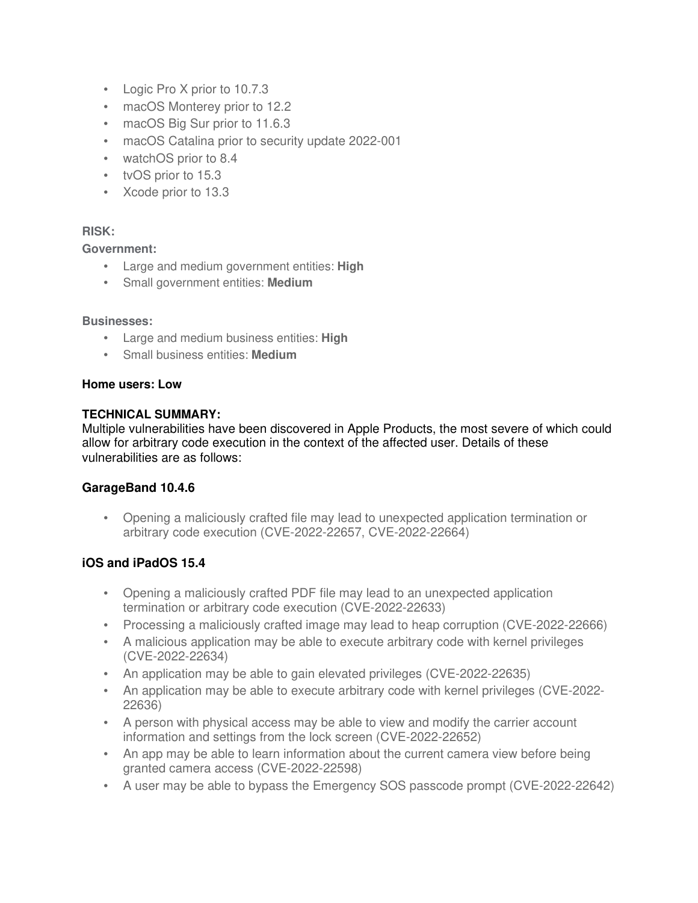- Logic Pro X prior to 10.7.3
- macOS Monterey prior to 12.2
- macOS Big Sur prior to 11.6.3
- macOS Catalina prior to security update 2022-001
- watchOS prior to 8.4
- tvOS prior to 15.3
- Xcode prior to 13.3

**RISK:**

**Government:**

- Large and medium government entities: **High**
- Small government entities: **Medium**

**Businesses:**

- Large and medium business entities: **High**
- Small business entities: **Medium**

**Home users: Low**

**TECHNICAL SUMMARY:**

Multiple vulnerabilities have been discovered in Apple Products, the most severe of which could allow for arbitrary code execution in the context of the affected user. Details of these vulnerabilities are as follows:

**GarageBand 10.4.6**

- Opening a maliciously crafted file may lead to unexpected application termination or arbitrary code execution (CVE-2022-22657, CVE-2022-22664)

**iOS and iPadOS 15.4**

- Opening a maliciously crafted PDF file may lead to an unexpected application termination or arbitrary code execution (CVE-2022-22633)
- Processing a maliciously crafted image may lead to heap corruption (CVE-2022-22666)
- A malicious application may be able to execute arbitrary code with kernel privileges (CVE-2022-22634)
- An application may be able to gain elevated privileges (CVE-2022-22635)
- An application may be able to execute arbitrary code with kernel privileges (CVE-2022-22636)
- A person with physical access may be able to view and modify the carrier account information and settings from the lock screen (CVE-2022-22652)
- An app may be able to learn information about the current camera view before being granted camera access (CVE-2022-22598)
- A user may be able to bypass the Emergency SOS passcode prompt (CVE-2022-22642)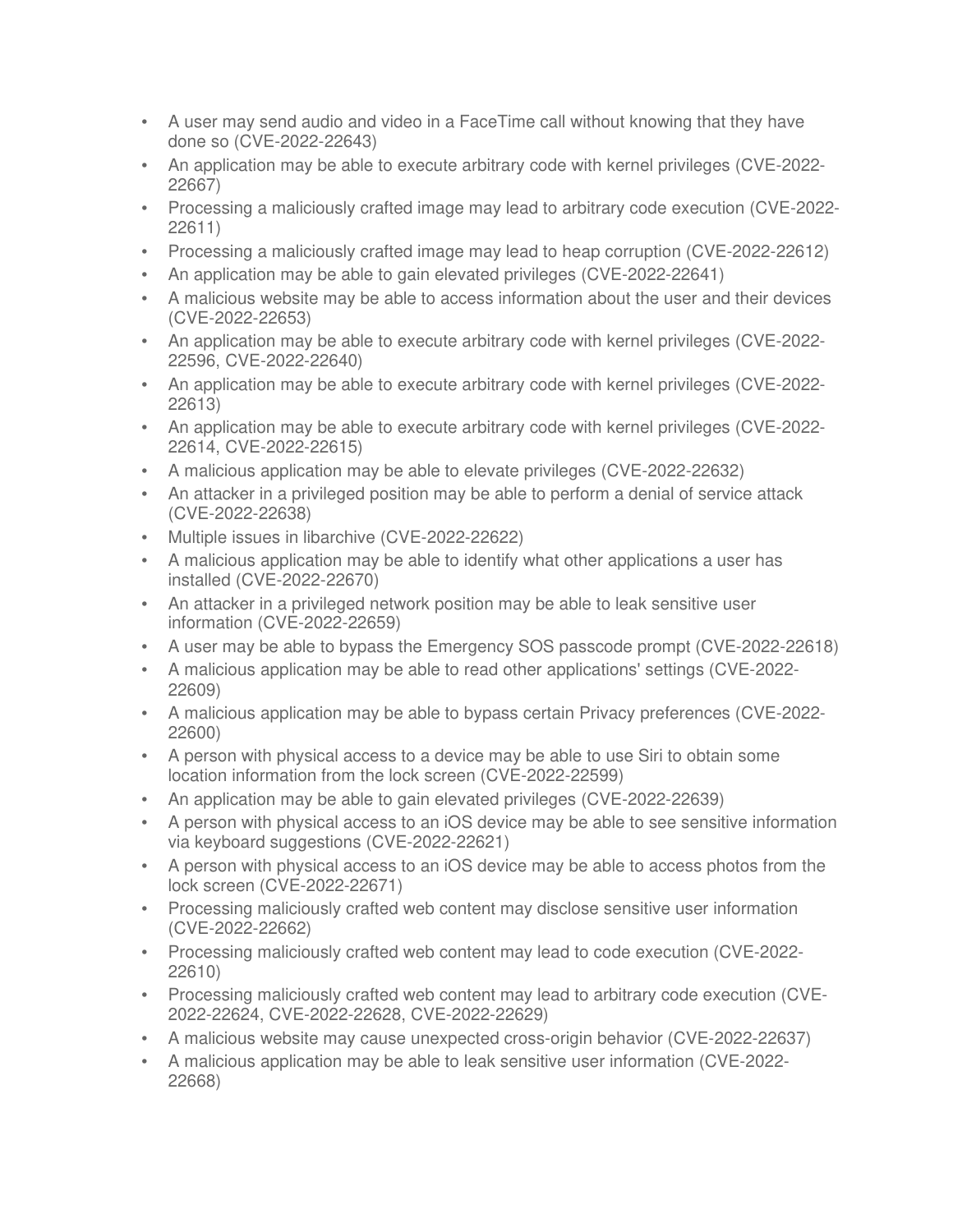- A user may send audio and video in a FaceTime call without knowing that they have done so (CVE-2022-22643)
- An application may be able to execute arbitrary code with kernel privileges (CVE-2022-22667)
- Processing a maliciously crafted image may lead to arbitrary code execution (CVE-2022-22611)
- Processing a maliciously crafted image may lead to heap corruption (CVE-2022-22612)
- An application may be able to gain elevated privileges (CVE-2022-22641)
- A malicious website may be able to access information about the user and their devices (CVE-2022-22653)
- An application may be able to execute arbitrary code with kernel privileges (CVE-2022-22596, CVE-2022-22640)
- An application may be able to execute arbitrary code with kernel privileges (CVE-2022-22613)
- An application may be able to execute arbitrary code with kernel privileges (CVE-2022-22614, CVE-2022-22615)
- A malicious application may be able to elevate privileges (CVE-2022-22632)
- An attacker in a privileged position may be able to perform a denial of service attack (CVE-2022-22638)
- Multiple issues in libarchive (CVE-2022-22622)
- A malicious application may be able to identify what other applications a user has installed (CVE-2022-22670)
- An attacker in a privileged network position may be able to leak sensitive user information (CVE-2022-22659)
- A user may be able to bypass the Emergency SOS passcode prompt (CVE-2022-22618)
- A malicious application may be able to read other applications' settings (CVE-2022-22609)
- A malicious application may be able to bypass certain Privacy preferences (CVE-2022-22600)
- A person with physical access to a device may be able to use Siri to obtain some location information from the lock screen (CVE-2022-22599)
- An application may be able to gain elevated privileges (CVE-2022-22639)
- A person with physical access to an iOS device may be able to see sensitive information via keyboard suggestions (CVE-2022-22621)
- A person with physical access to an iOS device may be able to access photos from the lock screen (CVE-2022-22671)
- Processing maliciously crafted web content may disclose sensitive user information (CVE-2022-22662)
- Processing maliciously crafted web content may lead to code execution (CVE-2022-22610)
- Processing maliciously crafted web content may lead to arbitrary code execution (CVE-2022-22624, CVE-2022-22628, CVE-2022-22629)
- A malicious website may cause unexpected cross-origin behavior (CVE-2022-22637)
- A malicious application may be able to leak sensitive user information (CVE-2022-22668)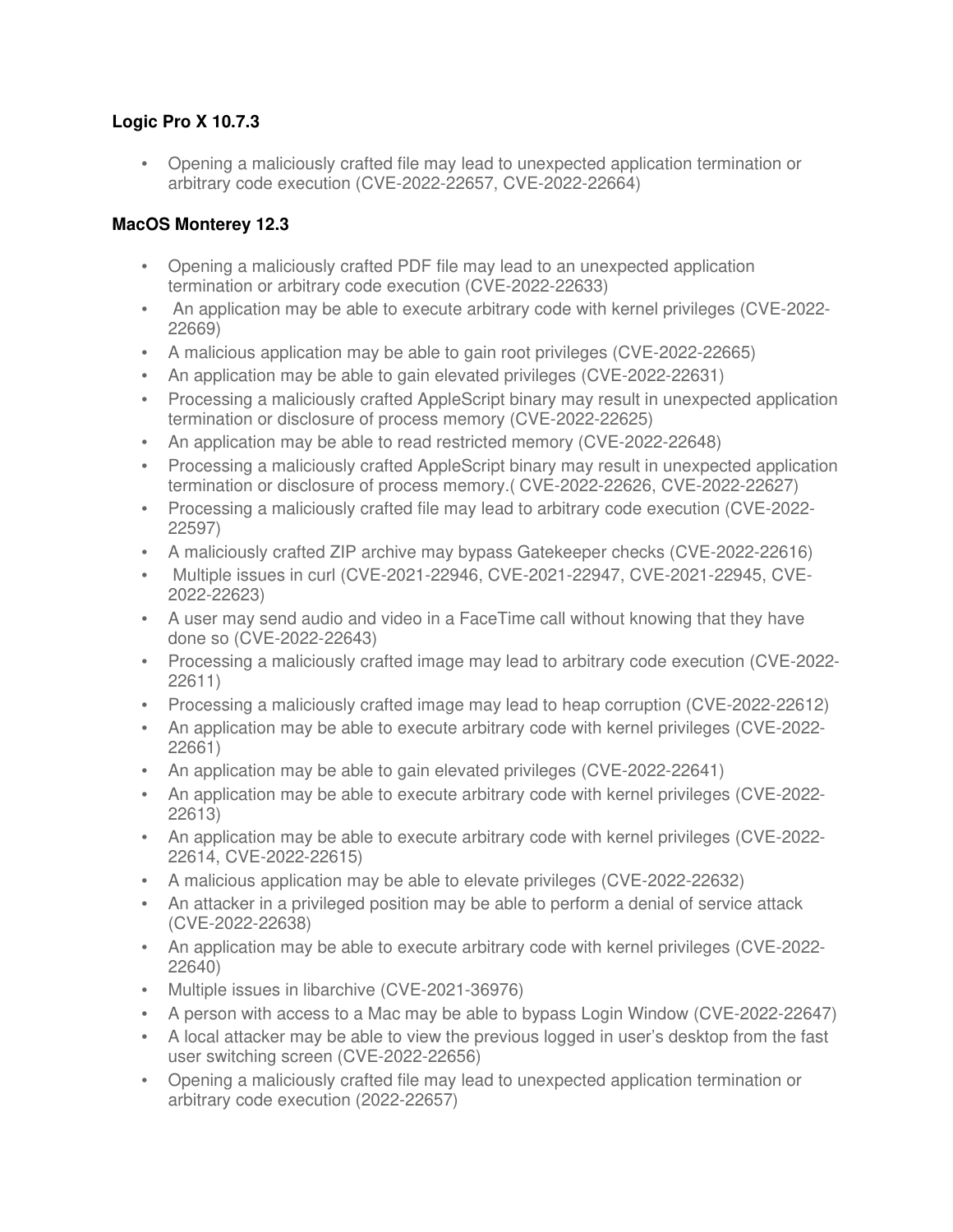**Logic Pro X 10.7.3**

- Opening a maliciously crafted file may lead to unexpected application termination or arbitrary code execution (CVE-2022-22657, CVE-2022-22664)

**MacOS Monterey 12.3**

- Opening a maliciously crafted PDF file may lead to an unexpected application termination or arbitrary code execution (CVE-2022-22633)
- An application may be able to execute arbitrary code with kernel privileges (CVE-2022-22669)
- A malicious application may be able to gain root privileges (CVE-2022-22665)
- An application may be able to gain elevated privileges (CVE-2022-22631)
- Processing a maliciously crafted AppleScript binary may result in unexpected application termination or disclosure of process memory (CVE-2022-22625)
- An application may be able to read restricted memory (CVE-2022-22648)
- Processing a maliciously crafted AppleScript binary may result in unexpected application termination or disclosure of process memory.( CVE-2022-22626, CVE-2022-22627)
- Processing a maliciously crafted file may lead to arbitrary code execution (CVE-2022-22597)
- A maliciously crafted ZIP archive may bypass Gatekeeper checks (CVE-2022-22616)
- Multiple issues in curl (CVE-2021-22946, CVE-2021-22947, CVE-2021-22945, CVE-2022-22623)
- A user may send audio and video in a FaceTime call without knowing that they have done so (CVE-2022-22643)
- Processing a maliciously crafted image may lead to arbitrary code execution (CVE-2022-22611)
- Processing a maliciously crafted image may lead to heap corruption (CVE-2022-22612)
- An application may be able to execute arbitrary code with kernel privileges (CVE-2022-22661)
- An application may be able to gain elevated privileges (CVE-2022-22641)
- An application may be able to execute arbitrary code with kernel privileges (CVE-2022-22613)
- An application may be able to execute arbitrary code with kernel privileges (CVE-2022-22614, CVE-2022-22615)
- A malicious application may be able to elevate privileges (CVE-2022-22632)
- An attacker in a privileged position may be able to perform a denial of service attack (CVE-2022-22638)
- An application may be able to execute arbitrary code with kernel privileges (CVE-2022-22640)
- Multiple issues in libarchive (CVE-2021-36976)
- A person with access to a Mac may be able to bypass Login Window (CVE-2022-22647)
- A local attacker may be able to view the previous logged in user's desktop from the fast user switching screen (CVE-2022-22656)
- Opening a maliciously crafted file may lead to unexpected application termination or arbitrary code execution (2022-22657)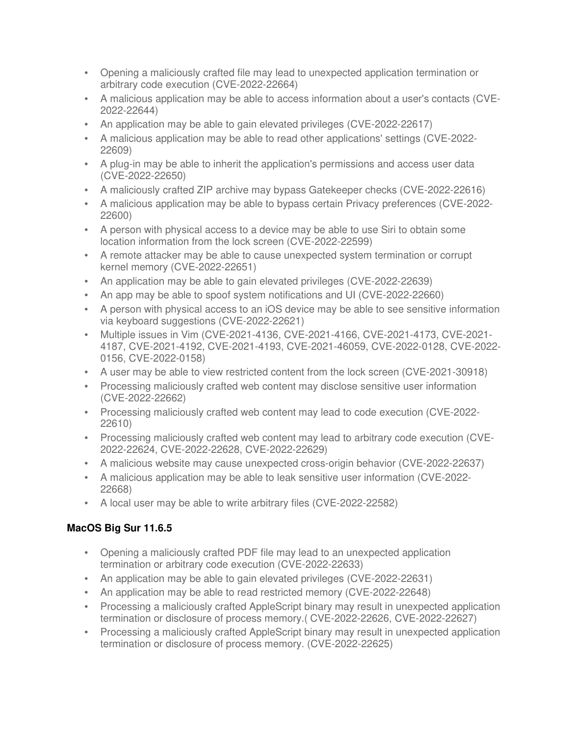- Opening a maliciously crafted file may lead to unexpected application termination or arbitrary code execution (CVE-2022-22664)
- A malicious application may be able to access information about a user's contacts (CVE-2022-22644)
- An application may be able to gain elevated privileges (CVE-2022-22617)
- A malicious application may be able to read other applications' settings (CVE-2022-22609)
- A plug-in may be able to inherit the application's permissions and access user data (CVE-2022-22650)
- A maliciously crafted ZIP archive may bypass Gatekeeper checks (CVE-2022-22616)
- A malicious application may be able to bypass certain Privacy preferences (CVE-2022-22600)
- A person with physical access to a device may be able to use Siri to obtain some location information from the lock screen (CVE-2022-22599)
- A remote attacker may be able to cause unexpected system termination or corrupt kernel memory (CVE-2022-22651)
- An application may be able to gain elevated privileges (CVE-2022-22639)
- An app may be able to spoof system notifications and UI (CVE-2022-22660)
- A person with physical access to an iOS device may be able to see sensitive information via keyboard suggestions (CVE-2022-22621)
- Multiple issues in Vim (CVE-2021-4136, CVE-2021-4166, CVE-2021-4173, CVE-2021-4187, CVE-2021-4192, CVE-2021-4193, CVE-2021-46059, CVE-2022-0128, CVE-2022-0156, CVE-2022-0158)
- A user may be able to view restricted content from the lock screen (CVE-2021-30918)
- Processing maliciously crafted web content may disclose sensitive user information (CVE-2022-22662)
- Processing maliciously crafted web content may lead to code execution (CVE-2022-22610)
- Processing maliciously crafted web content may lead to arbitrary code execution (CVE-2022-22624, CVE-2022-22628, CVE-2022-22629)
- A malicious website may cause unexpected cross-origin behavior (CVE-2022-22637)
- A malicious application may be able to leak sensitive user information (CVE-2022-22668)
- A local user may be able to write arbitrary files (CVE-2022-22582)

**MacOS Big Sur 11.6.5**

- Opening a maliciously crafted PDF file may lead to an unexpected application termination or arbitrary code execution (CVE-2022-22633)
- An application may be able to gain elevated privileges (CVE-2022-22631)
- An application may be able to read restricted memory (CVE-2022-22648)
- Processing a maliciously crafted AppleScript binary may result in unexpected application termination or disclosure of process memory.( CVE-2022-22626, CVE-2022-22627)
- Processing a maliciously crafted AppleScript binary may result in unexpected application termination or disclosure of process memory. (CVE-2022-22625)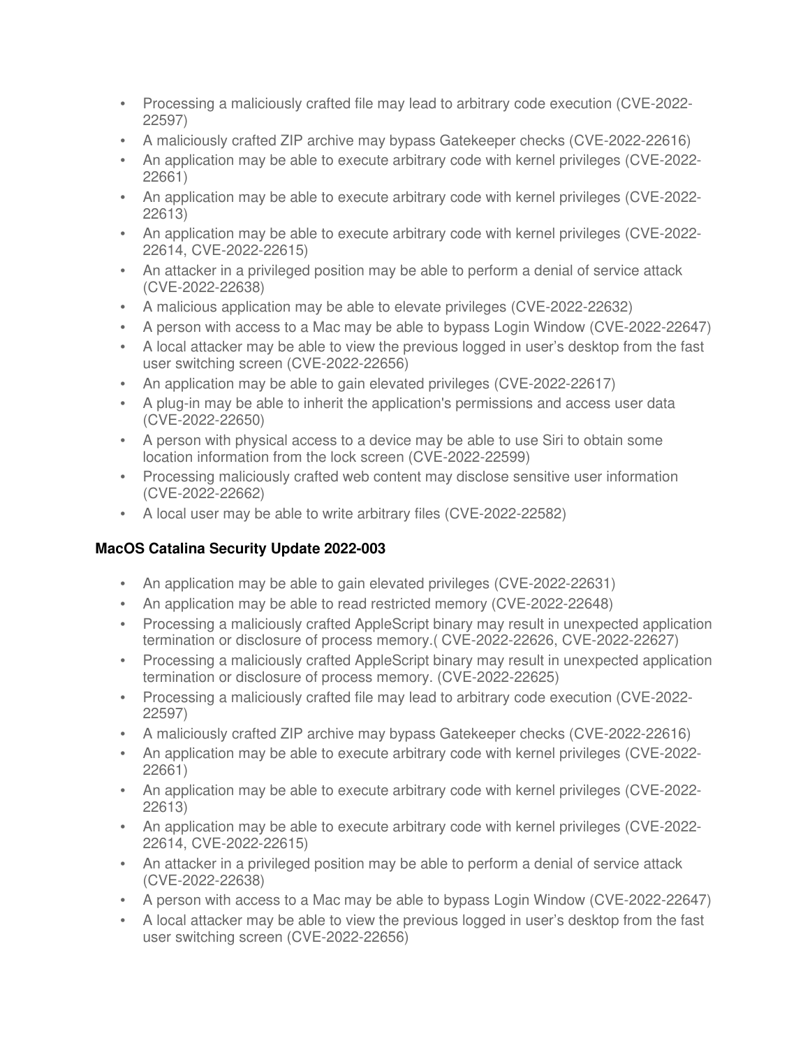- Processing a maliciously crafted file may lead to arbitrary code execution (CVE-2022-22597)
- A maliciously crafted ZIP archive may bypass Gatekeeper checks (CVE-2022-22616)
- An application may be able to execute arbitrary code with kernel privileges (CVE-2022-22661)
- An application may be able to execute arbitrary code with kernel privileges (CVE-2022-22613)
- An application may be able to execute arbitrary code with kernel privileges (CVE-2022-22614, CVE-2022-22615)
- An attacker in a privileged position may be able to perform a denial of service attack (CVE-2022-22638)
- A malicious application may be able to elevate privileges (CVE-2022-22632)
- A person with access to a Mac may be able to bypass Login Window (CVE-2022-22647)
- A local attacker may be able to view the previous logged in user's desktop from the fast user switching screen (CVE-2022-22656)
- An application may be able to gain elevated privileges (CVE-2022-22617)
- A plug-in may be able to inherit the application's permissions and access user data (CVE-2022-22650)
- A person with physical access to a device may be able to use Siri to obtain some location information from the lock screen (CVE-2022-22599)
- Processing maliciously crafted web content may disclose sensitive user information (CVE-2022-22662)
- A local user may be able to write arbitrary files (CVE-2022-22582)

**MacOS Catalina Security Update 2022-003**

- An application may be able to gain elevated privileges (CVE-2022-22631)
- An application may be able to read restricted memory (CVE-2022-22648)
- Processing a maliciously crafted AppleScript binary may result in unexpected application termination or disclosure of process memory.( CVE-2022-22626, CVE-2022-22627)
- Processing a maliciously crafted AppleScript binary may result in unexpected application termination or disclosure of process memory. (CVE-2022-22625)
- Processing a maliciously crafted file may lead to arbitrary code execution (CVE-2022-22597)
- A maliciously crafted ZIP archive may bypass Gatekeeper checks (CVE-2022-22616)
- An application may be able to execute arbitrary code with kernel privileges (CVE-2022-22661)
- An application may be able to execute arbitrary code with kernel privileges (CVE-2022-22613)
- An application may be able to execute arbitrary code with kernel privileges (CVE-2022-22614, CVE-2022-22615)
- An attacker in a privileged position may be able to perform a denial of service attack (CVE-2022-22638)
- A person with access to a Mac may be able to bypass Login Window (CVE-2022-22647)
- A local attacker may be able to view the previous logged in user's desktop from the fast user switching screen (CVE-2022-22656)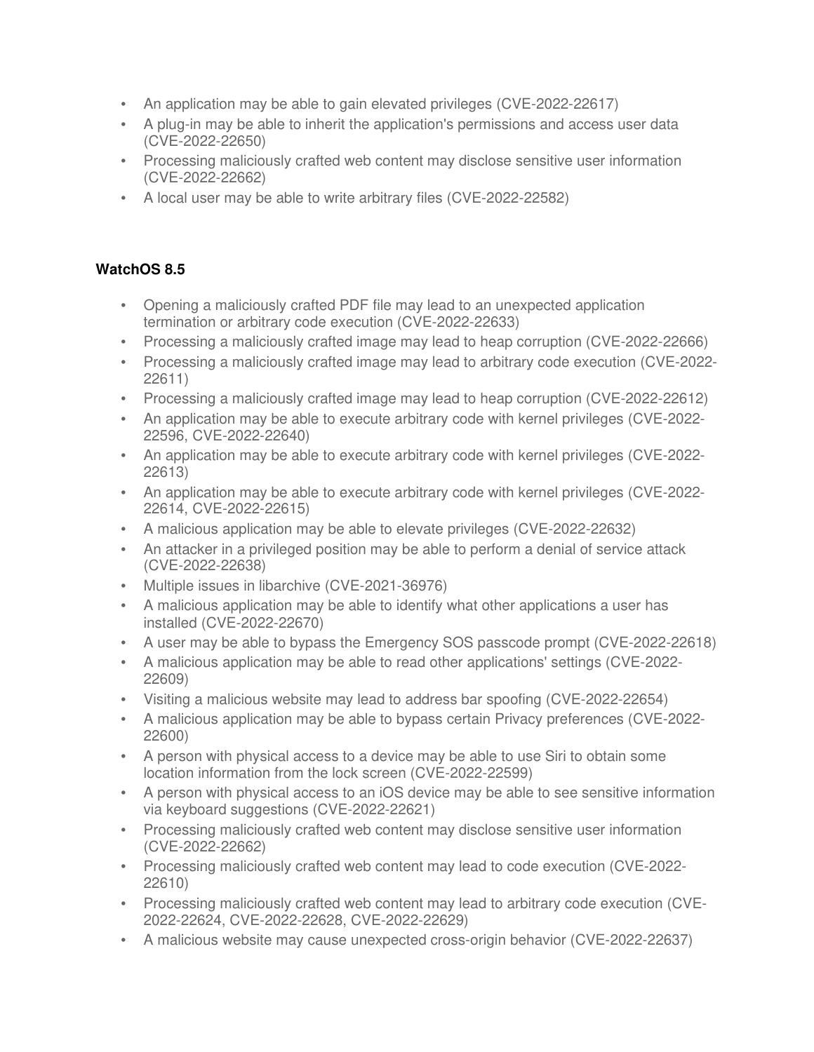- An application may be able to gain elevated privileges (CVE-2022-22617)
- A plug-in may be able to inherit the application's permissions and access user data (CVE-2022-22650)
- Processing maliciously crafted web content may disclose sensitive user information (CVE-2022-22662)
- A local user may be able to write arbitrary files (CVE-2022-22582)

**WatchOS 8.5**

- Opening a maliciously crafted PDF file may lead to an unexpected application termination or arbitrary code execution (CVE-2022-22633)
- Processing a maliciously crafted image may lead to heap corruption (CVE-2022-22666)
- Processing a maliciously crafted image may lead to arbitrary code execution (CVE-2022-22611)
- Processing a maliciously crafted image may lead to heap corruption (CVE-2022-22612)
- An application may be able to execute arbitrary code with kernel privileges (CVE-2022-22596, CVE-2022-22640)
- An application may be able to execute arbitrary code with kernel privileges (CVE-2022-22613)
- An application may be able to execute arbitrary code with kernel privileges (CVE-2022-22614, CVE-2022-22615)
- A malicious application may be able to elevate privileges (CVE-2022-22632)
- An attacker in a privileged position may be able to perform a denial of service attack (CVE-2022-22638)
- Multiple issues in libarchive (CVE-2021-36976)
- A malicious application may be able to identify what other applications a user has installed (CVE-2022-22670)
- A user may be able to bypass the Emergency SOS passcode prompt (CVE-2022-22618)
- A malicious application may be able to read other applications' settings (CVE-2022-22609)
- Visiting a malicious website may lead to address bar spoofing (CVE-2022-22654)
- A malicious application may be able to bypass certain Privacy preferences (CVE-2022-22600)
- A person with physical access to a device may be able to use Siri to obtain some location information from the lock screen (CVE-2022-22599)
- A person with physical access to an iOS device may be able to see sensitive information via keyboard suggestions (CVE-2022-22621)
- Processing maliciously crafted web content may disclose sensitive user information (CVE-2022-22662)
- Processing maliciously crafted web content may lead to code execution (CVE-2022-22610)
- Processing maliciously crafted web content may lead to arbitrary code execution (CVE-2022-22624, CVE-2022-22628, CVE-2022-22629)
- A malicious website may cause unexpected cross-origin behavior (CVE-2022-22637)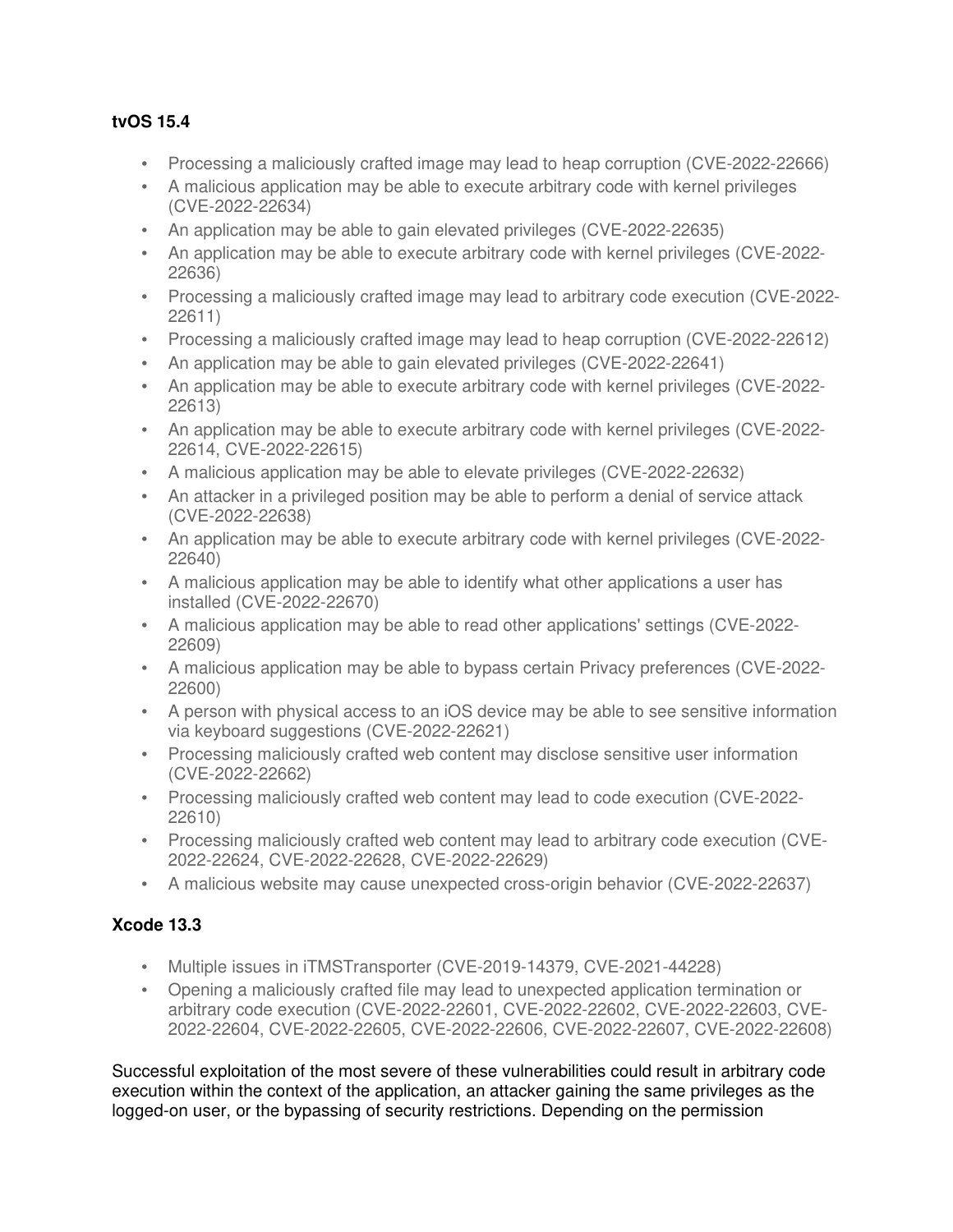**tvOS 15.4**

- Processing a maliciously crafted image may lead to heap corruption (CVE-2022-22666)
- A malicious application may be able to execute arbitrary code with kernel privileges (CVE-2022-22634)
- An application may be able to gain elevated privileges (CVE-2022-22635)
- An application may be able to execute arbitrary code with kernel privileges (CVE-2022-22636)
- Processing a maliciously crafted image may lead to arbitrary code execution (CVE-2022-22611)
- Processing a maliciously crafted image may lead to heap corruption (CVE-2022-22612)
- An application may be able to gain elevated privileges (CVE-2022-22641)
- An application may be able to execute arbitrary code with kernel privileges (CVE-2022-22613)
- An application may be able to execute arbitrary code with kernel privileges (CVE-2022-22614, CVE-2022-22615)
- A malicious application may be able to elevate privileges (CVE-2022-22632)
- An attacker in a privileged position may be able to perform a denial of service attack (CVE-2022-22638)
- An application may be able to execute arbitrary code with kernel privileges (CVE-2022-22640)
- A malicious application may be able to identify what other applications a user has installed (CVE-2022-22670)
- A malicious application may be able to read other applications' settings (CVE-2022-22609)
- A malicious application may be able to bypass certain Privacy preferences (CVE-2022-22600)
- A person with physical access to an iOS device may be able to see sensitive information via keyboard suggestions (CVE-2022-22621)
- Processing maliciously crafted web content may disclose sensitive user information (CVE-2022-22662)
- Processing maliciously crafted web content may lead to code execution (CVE-2022-22610)
- Processing maliciously crafted web content may lead to arbitrary code execution (CVE-2022-22624, CVE-2022-22628, CVE-2022-22629)
- A malicious website may cause unexpected cross-origin behavior (CVE-2022-22637)

**Xcode 13.3**

- Multiple issues in iTMSTransporter (CVE-2019-14379, CVE-2021-44228)
- Opening a maliciously crafted file may lead to unexpected application termination or arbitrary code execution (CVE-2022-22601, CVE-2022-22602, CVE-2022-22603, CVE-2022-22604, CVE-2022-22605, CVE-2022-22606, CVE-2022-22607, CVE-2022-22608)

Successful exploitation of the most severe of these vulnerabilities could result in arbitrary code execution within the context of the application, an attacker gaining the same privileges as the logged-on user, or the bypassing of security restrictions. Depending on the permission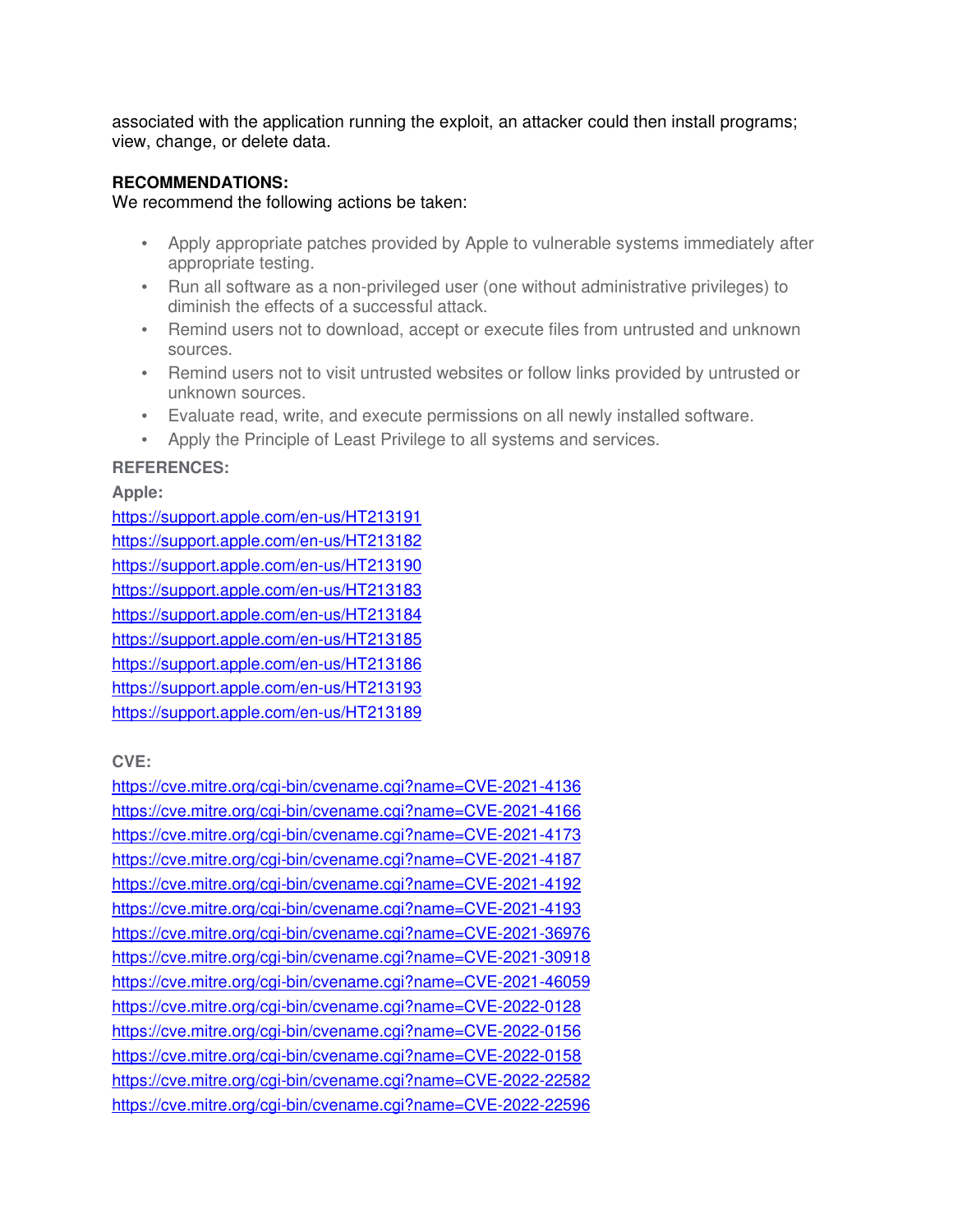associated with the application running the exploit, an attacker could then install programs; view, change, or delete data.

**RECOMMENDATIONS:**
We recommend the following actions be taken:

- Apply appropriate patches provided by Apple to vulnerable systems immediately after appropriate testing.
- Run all software as a non-privileged user (one without administrative privileges) to diminish the effects of a successful attack.
- Remind users not to download, accept or execute files from untrusted and unknown sources.
- Remind users not to visit untrusted websites or follow links provided by untrusted or unknown sources.
- Evaluate read, write, and execute permissions on all newly installed software.
- Apply the Principle of Least Privilege to all systems and services.

**REFERENCES:**

**Apple:**
https://support.apple.com/en-us/HT213191
https://support.apple.com/en-us/HT213182
https://support.apple.com/en-us/HT213190
https://support.apple.com/en-us/HT213183
https://support.apple.com/en-us/HT213184
https://support.apple.com/en-us/HT213185
https://support.apple.com/en-us/HT213186
https://support.apple.com/en-us/HT213193
https://support.apple.com/en-us/HT213189

**CVE:**
https://cve.mitre.org/cgi-bin/cvename.cgi?name=CVE-2021-4136
https://cve.mitre.org/cgi-bin/cvename.cgi?name=CVE-2021-4166
https://cve.mitre.org/cgi-bin/cvename.cgi?name=CVE-2021-4173
https://cve.mitre.org/cgi-bin/cvename.cgi?name=CVE-2021-4187
https://cve.mitre.org/cgi-bin/cvename.cgi?name=CVE-2021-4192
https://cve.mitre.org/cgi-bin/cvename.cgi?name=CVE-2021-4193
https://cve.mitre.org/cgi-bin/cvename.cgi?name=CVE-2021-36976
https://cve.mitre.org/cgi-bin/cvename.cgi?name=CVE-2021-30918
https://cve.mitre.org/cgi-bin/cvename.cgi?name=CVE-2021-46059
https://cve.mitre.org/cgi-bin/cvename.cgi?name=CVE-2022-0128
https://cve.mitre.org/cgi-bin/cvename.cgi?name=CVE-2022-0156
https://cve.mitre.org/cgi-bin/cvename.cgi?name=CVE-2022-0158
https://cve.mitre.org/cgi-bin/cvename.cgi?name=CVE-2022-22582
https://cve.mitre.org/cgi-bin/cvename.cgi?name=CVE-2022-22596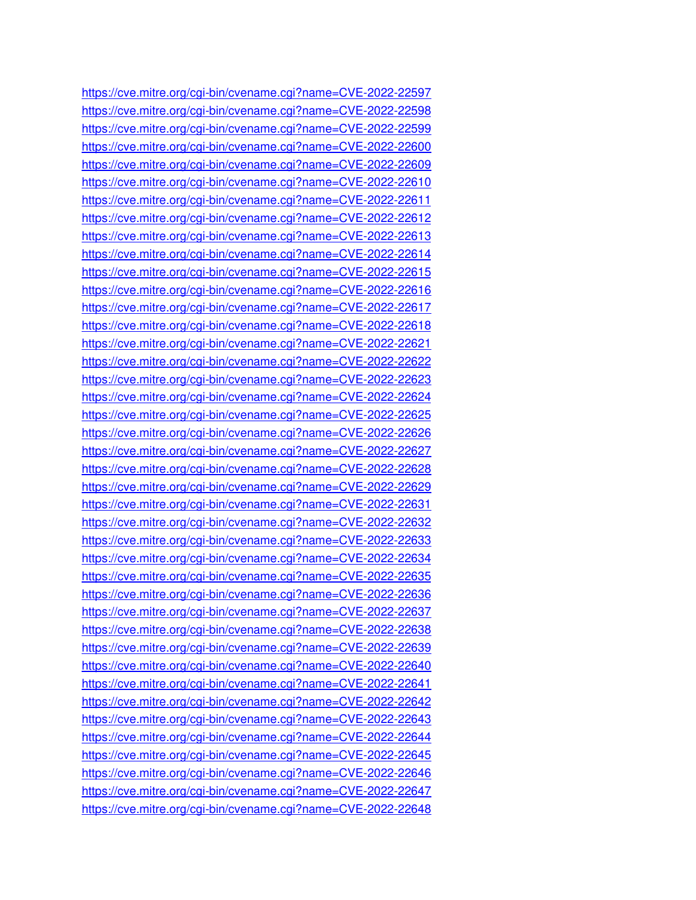https://cve.mitre.org/cgi-bin/cvename.cgi?name=CVE-2022-22597
https://cve.mitre.org/cgi-bin/cvename.cgi?name=CVE-2022-22598
https://cve.mitre.org/cgi-bin/cvename.cgi?name=CVE-2022-22599
https://cve.mitre.org/cgi-bin/cvename.cgi?name=CVE-2022-22600
https://cve.mitre.org/cgi-bin/cvename.cgi?name=CVE-2022-22609
https://cve.mitre.org/cgi-bin/cvename.cgi?name=CVE-2022-22610
https://cve.mitre.org/cgi-bin/cvename.cgi?name=CVE-2022-22611
https://cve.mitre.org/cgi-bin/cvename.cgi?name=CVE-2022-22612
https://cve.mitre.org/cgi-bin/cvename.cgi?name=CVE-2022-22613
https://cve.mitre.org/cgi-bin/cvename.cgi?name=CVE-2022-22614
https://cve.mitre.org/cgi-bin/cvename.cgi?name=CVE-2022-22615
https://cve.mitre.org/cgi-bin/cvename.cgi?name=CVE-2022-22616
https://cve.mitre.org/cgi-bin/cvename.cgi?name=CVE-2022-22617
https://cve.mitre.org/cgi-bin/cvename.cgi?name=CVE-2022-22618
https://cve.mitre.org/cgi-bin/cvename.cgi?name=CVE-2022-22621
https://cve.mitre.org/cgi-bin/cvename.cgi?name=CVE-2022-22622
https://cve.mitre.org/cgi-bin/cvename.cgi?name=CVE-2022-22623
https://cve.mitre.org/cgi-bin/cvename.cgi?name=CVE-2022-22624
https://cve.mitre.org/cgi-bin/cvename.cgi?name=CVE-2022-22625
https://cve.mitre.org/cgi-bin/cvename.cgi?name=CVE-2022-22626
https://cve.mitre.org/cgi-bin/cvename.cgi?name=CVE-2022-22627
https://cve.mitre.org/cgi-bin/cvename.cgi?name=CVE-2022-22628
https://cve.mitre.org/cgi-bin/cvename.cgi?name=CVE-2022-22629
https://cve.mitre.org/cgi-bin/cvename.cgi?name=CVE-2022-22631
https://cve.mitre.org/cgi-bin/cvename.cgi?name=CVE-2022-22632
https://cve.mitre.org/cgi-bin/cvename.cgi?name=CVE-2022-22633
https://cve.mitre.org/cgi-bin/cvename.cgi?name=CVE-2022-22634
https://cve.mitre.org/cgi-bin/cvename.cgi?name=CVE-2022-22635
https://cve.mitre.org/cgi-bin/cvename.cgi?name=CVE-2022-22636
https://cve.mitre.org/cgi-bin/cvename.cgi?name=CVE-2022-22637
https://cve.mitre.org/cgi-bin/cvename.cgi?name=CVE-2022-22638
https://cve.mitre.org/cgi-bin/cvename.cgi?name=CVE-2022-22639
https://cve.mitre.org/cgi-bin/cvename.cgi?name=CVE-2022-22640
https://cve.mitre.org/cgi-bin/cvename.cgi?name=CVE-2022-22641
https://cve.mitre.org/cgi-bin/cvename.cgi?name=CVE-2022-22642
https://cve.mitre.org/cgi-bin/cvename.cgi?name=CVE-2022-22643
https://cve.mitre.org/cgi-bin/cvename.cgi?name=CVE-2022-22644
https://cve.mitre.org/cgi-bin/cvename.cgi?name=CVE-2022-22645
https://cve.mitre.org/cgi-bin/cvename.cgi?name=CVE-2022-22646
https://cve.mitre.org/cgi-bin/cvename.cgi?name=CVE-2022-22647
https://cve.mitre.org/cgi-bin/cvename.cgi?name=CVE-2022-22648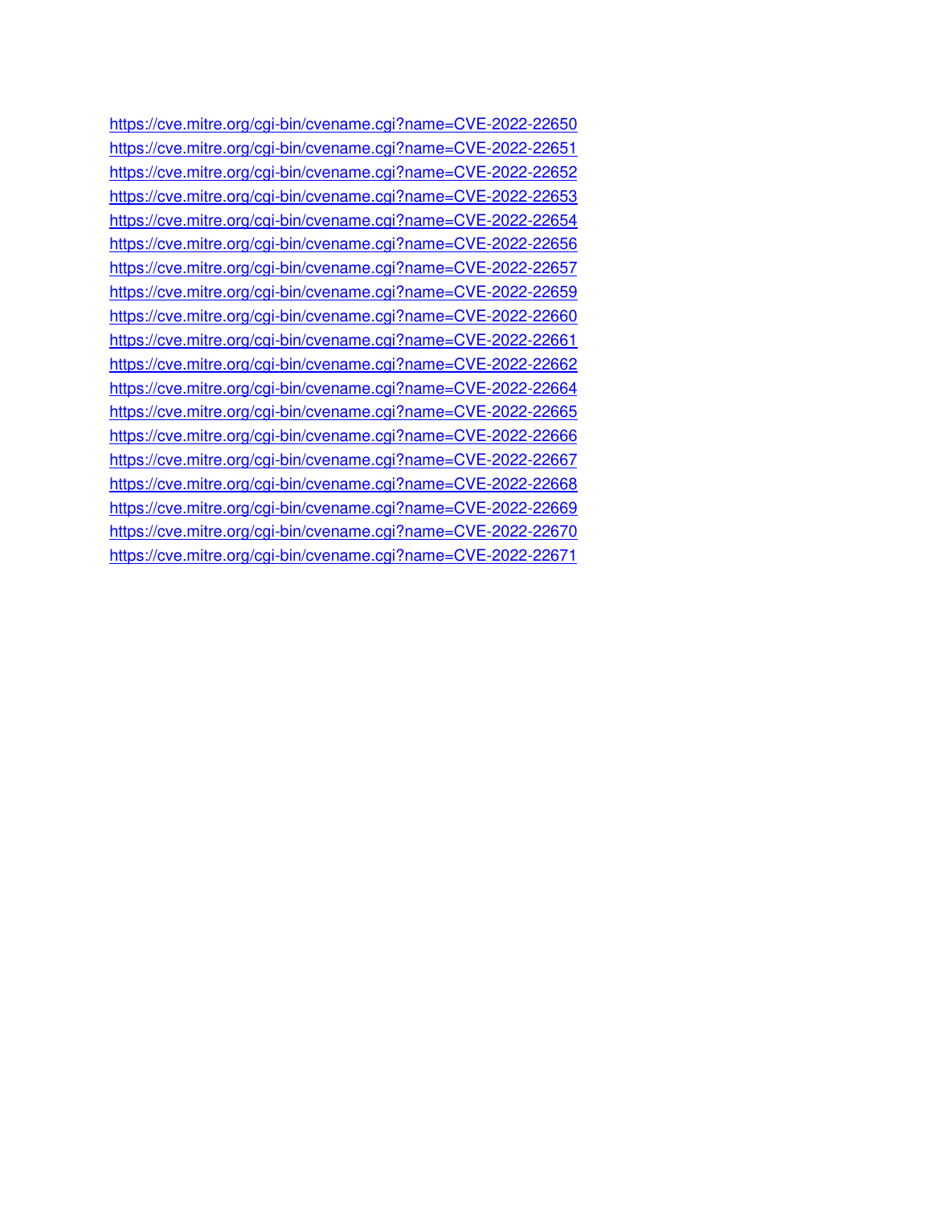https://cve.mitre.org/cgi-bin/cvename.cgi?name=CVE-2022-22650
https://cve.mitre.org/cgi-bin/cvename.cgi?name=CVE-2022-22651
https://cve.mitre.org/cgi-bin/cvename.cgi?name=CVE-2022-22652
https://cve.mitre.org/cgi-bin/cvename.cgi?name=CVE-2022-22653
https://cve.mitre.org/cgi-bin/cvename.cgi?name=CVE-2022-22654
https://cve.mitre.org/cgi-bin/cvename.cgi?name=CVE-2022-22656
https://cve.mitre.org/cgi-bin/cvename.cgi?name=CVE-2022-22657
https://cve.mitre.org/cgi-bin/cvename.cgi?name=CVE-2022-22659
https://cve.mitre.org/cgi-bin/cvename.cgi?name=CVE-2022-22660
https://cve.mitre.org/cgi-bin/cvename.cgi?name=CVE-2022-22661
https://cve.mitre.org/cgi-bin/cvename.cgi?name=CVE-2022-22662
https://cve.mitre.org/cgi-bin/cvename.cgi?name=CVE-2022-22664
https://cve.mitre.org/cgi-bin/cvename.cgi?name=CVE-2022-22665
https://cve.mitre.org/cgi-bin/cvename.cgi?name=CVE-2022-22666
https://cve.mitre.org/cgi-bin/cvename.cgi?name=CVE-2022-22667
https://cve.mitre.org/cgi-bin/cvename.cgi?name=CVE-2022-22668
https://cve.mitre.org/cgi-bin/cvename.cgi?name=CVE-2022-22669
https://cve.mitre.org/cgi-bin/cvename.cgi?name=CVE-2022-22670
https://cve.mitre.org/cgi-bin/cvename.cgi?name=CVE-2022-22671